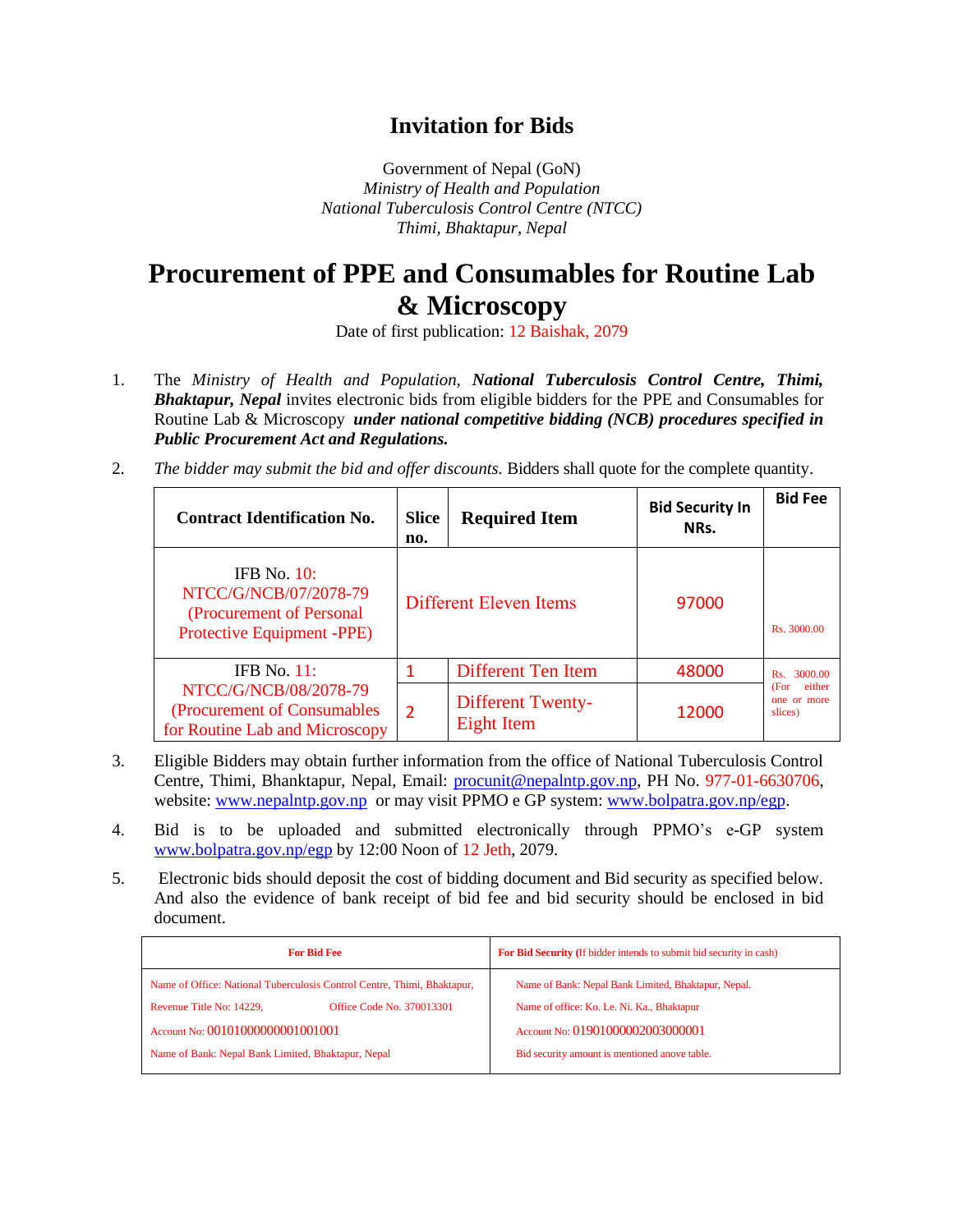# Invitation for Bids

Government of Nepal (GoN)
*Ministry of Health and Population*
*National Tuberculosis Control Centre (NTCC)*
*Thimi, Bhaktapur, Nepal*

# Procurement of PPE and Consumables for Routine Lab & Microscopy

Date of first publication: 12 Baishak, 2079

1. The *Ministry of Health and Population*, ***National Tuberculosis Control Centre, Thimi, Bhaktapur, Nepal*** invites electronic bids from eligible bidders for the PPE and Consumables for Routine Lab & Microscopy ***under national competitive bidding (NCB) procedures specified in Public Procurement Act and Regulations.***

2. *The bidder may submit the bid and offer discounts.* Bidders shall quote for the complete quantity.

| Contract Identification No. | Slice no. | Required Item | Bid Security In NRs. | Bid Fee |
|---|---|---|---|---|
| IFB No. 10: NTCC/G/NCB/07/2078-79 (Procurement of Personal Protective Equipment -PPE) | | Different Eleven Items | 97000 | Rs. 3000.00 |
| IFB No. 11: NTCC/G/NCB/08/2078-79 (Procurement of Consumables for Routine Lab and Microscopy | 1 | Different Ten Item | 48000 | Rs. 3000.00 (For either one or more slices) |
| | 2 | Different Twenty-Eight Item | 12000 | |

3. Eligible Bidders may obtain further information from the office of National Tuberculosis Control Centre, Thimi, Bhanktapur, Nepal, Email: procunit@nepalntp.gov.np, PH No. 977-01-6630706, website: www.nepalntp.gov.np or may visit PPMO e GP system: www.bolpatra.gov.np/egp.

4. Bid is to be uploaded and submitted electronically through PPMO's e-GP system www.bolpatra.gov.np/egp by 12:00 Noon of 12 Jeth, 2079.

5. Electronic bids should deposit the cost of bidding document and Bid security as specified below. And also the evidence of bank receipt of bid fee and bid security should be enclosed in bid document.

| For Bid Fee | For Bid Security (If bidder intends to submit bid security in cash) |
|---|---|
| Name of Office: National Tuberculosis Control Centre, Thimi, Bhaktapur,<br>Revenue Title No: 14229, Office Code No. 370013301<br>Account No: 00101000000001001001<br>Name of Bank: Nepal Bank Limited, Bhaktapur, Nepal | Name of Bank: Nepal Bank Limited, Bhaktapur, Nepal.<br>Name of office: Ko. Le. Ni. Ka., Bhaktapur<br>Account No: 01901000002003000001<br>Bid security amount is mentioned anove table. |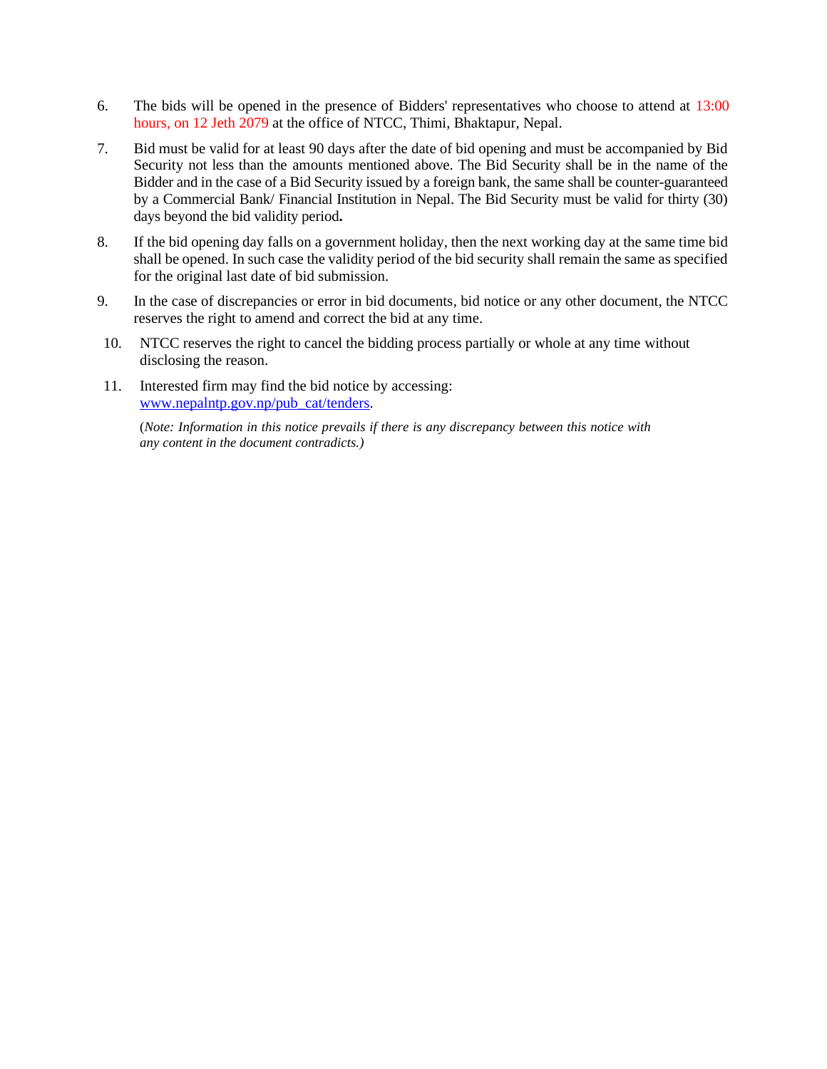6. The bids will be opened in the presence of Bidders' representatives who choose to attend at 13:00 hours, on 12 Jeth 2079 at the office of NTCC, Thimi, Bhaktapur, Nepal.

7. Bid must be valid for at least 90 days after the date of bid opening and must be accompanied by Bid Security not less than the amounts mentioned above. The Bid Security shall be in the name of the Bidder and in the case of a Bid Security issued by a foreign bank, the same shall be counter-guaranteed by a Commercial Bank/ Financial Institution in Nepal. The Bid Security must be valid for thirty (30) days beyond the bid validity period**.**

8. If the bid opening day falls on a government holiday, then the next working day at the same time bid shall be opened. In such case the validity period of the bid security shall remain the same as specified for the original last date of bid submission.

9. In the case of discrepancies or error in bid documents, bid notice or any other document, the NTCC reserves the right to amend and correct the bid at any time.

10. NTCC reserves the right to cancel the bidding process partially or whole at any time without disclosing the reason.

11. Interested firm may find the bid notice by accessing: [www.nepalntp.gov.np/pub_cat/tenders](www.nepalntp.gov.np/pub_cat/tenders).

(*Note: Information in this notice prevails if there is any discrepancy between this notice with any content in the document contradicts.)*